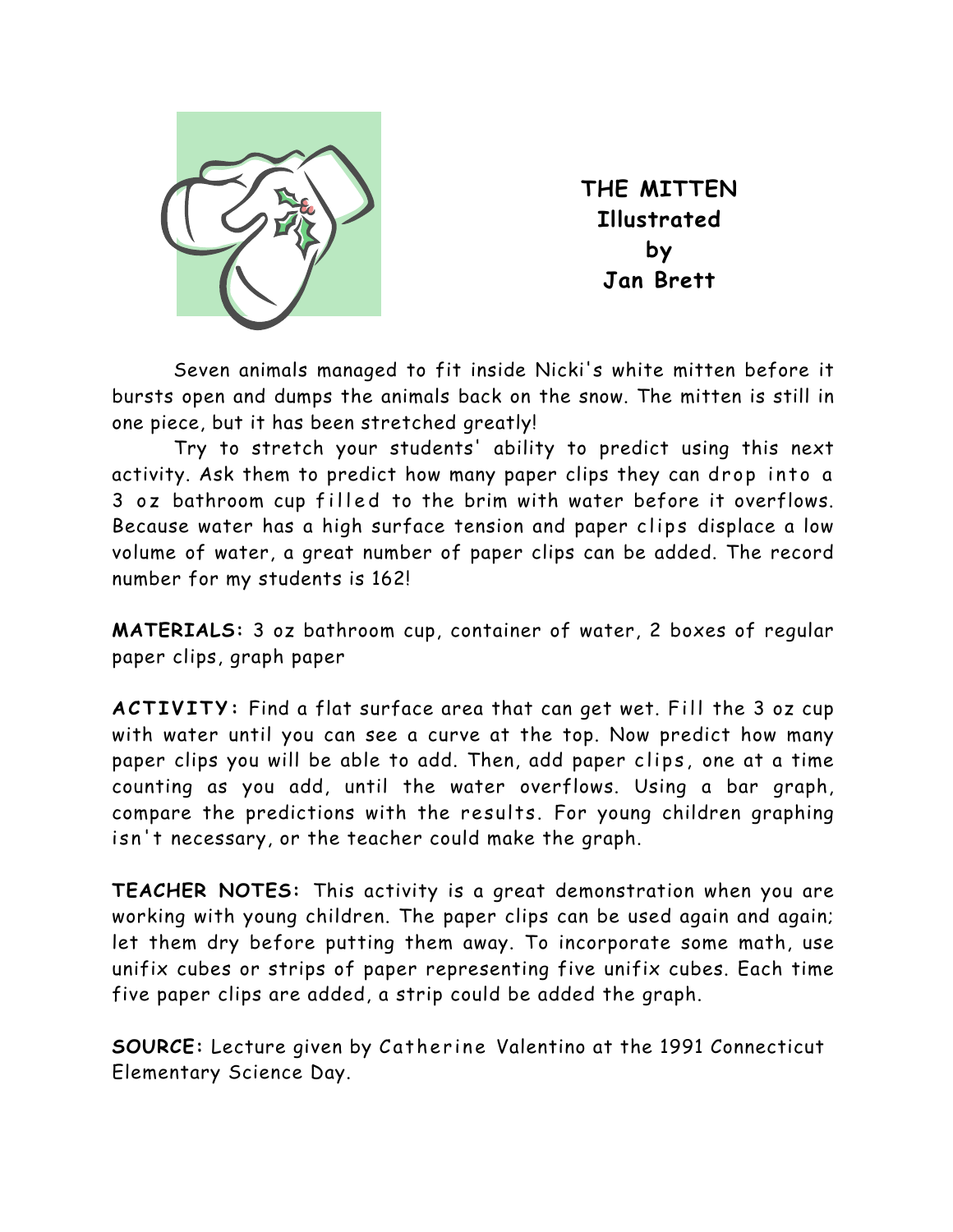# THE MITTEN
## Illustrated by Jan Brett

Seven animals managed to fit inside Nicki's white mitten before it bursts open and dumps the animals back on the snow. The mitten is still in one piece, but it has been stretched greatly!

Try to stretch your students' ability to predict using this next activity. Ask them to predict how many paper clips they can drop into a 3 oz bathroom cup filled to the brim with water before it overflows. Because water has a high surface tension and paper clips displace a low volume of water, a great number of paper clips can be added. The record number for my students is 162!

**MATERIALS:** 3 oz bathroom cup, container of water, 2 boxes of regular paper clips, graph paper

**ACTIVITY:** Find a flat surface area that can get wet. Fill the 3 oz cup with water until you can see a curve at the top. Now predict how many paper clips you will be able to add. Then, add paper clips, one at a time counting as you add, until the water overflows. Using a bar graph, compare the predictions with the results. For young children graphing isn't necessary, or the teacher could make the graph.

**TEACHER NOTES:** This activity is a great demonstration when you are working with young children. The paper clips can be used again and again; let them dry before putting them away. To incorporate some math, use unifix cubes or strips of paper representing five unifix cubes. Each time five paper clips are added, a strip could be added the graph.

**SOURCE:** Lecture given by Catherine Valentino at the 1991 Connecticut Elementary Science Day.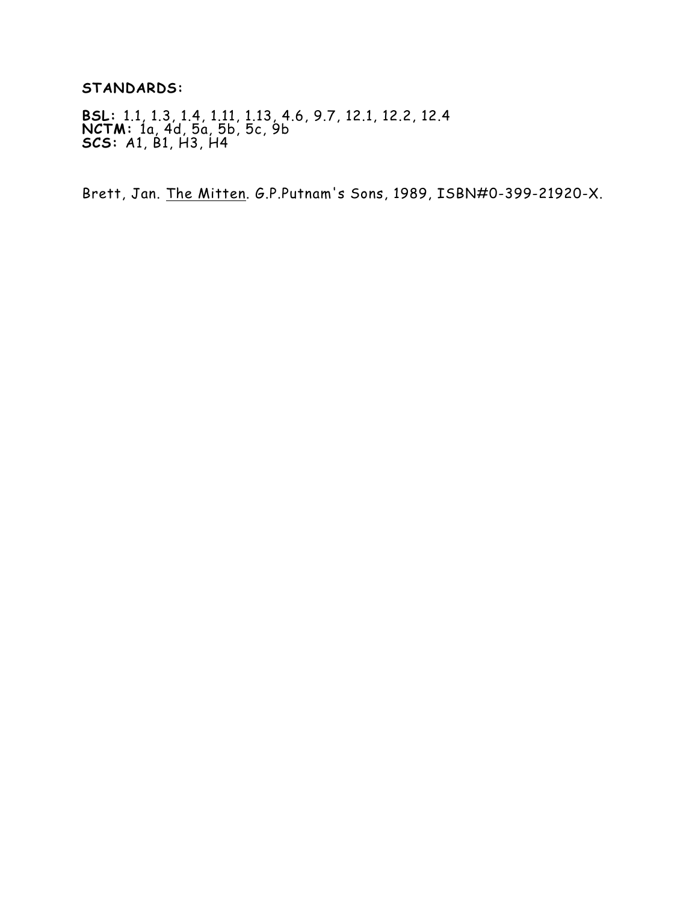**STANDARDS:**

**BSL:** 1.1, 1.3, 1.4, 1.11, 1.13, 4.6, 9.7, 12.1, 12.2, 12.4
**NCTM:** 1a, 4d, 5a, 5b, 5c, 9b
**SCS:** A1, B1, H3, H4

Brett, Jan. <u>The Mitten</u>. G.P.Putnam's Sons, 1989, ISBN#0-399-21920-X.